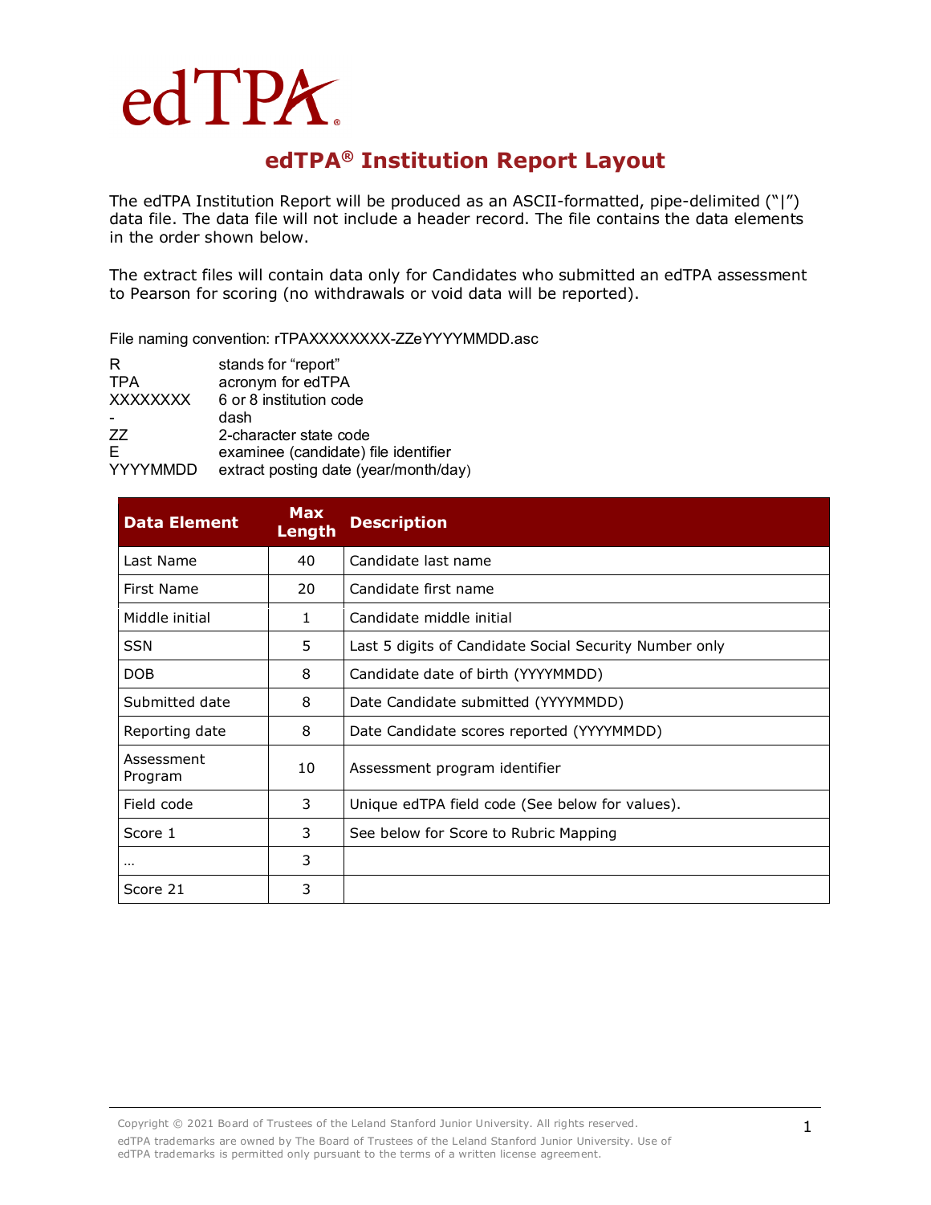edTPA®

# edTPA® Institution Report Layout

The edTPA Institution Report will be produced as an ASCII-formatted, pipe-delimited ("|") data file. The data file will not include a header record. The file contains the data elements in the order shown below.

The extract files will contain data only for Candidates who submitted an edTPA assessment to Pearson for scoring (no withdrawals or void data will be reported).

File naming convention: rTPAXXXXXXXX-ZZeYYYYMMDD.asc

| | |
|---|---|
| R | stands for "report" |
| TPA | acronym for edTPA |
| XXXXXXXX | 6 or 8 institution code |
| - | dash |
| ZZ | 2-character state code |
| E | examinee (candidate) file identifier |
| YYYYMMDD | extract posting date (year/month/day) |

| Data Element | Max Length | Description |
|---|---|---|
| Last Name | 40 | Candidate last name |
| First Name | 20 | Candidate first name |
| Middle initial | 1 | Candidate middle initial |
| SSN | 5 | Last 5 digits of Candidate Social Security Number only |
| DOB | 8 | Candidate date of birth (YYYYMMDD) |
| Submitted date | 8 | Date Candidate submitted (YYYYMMDD) |
| Reporting date | 8 | Date Candidate scores reported (YYYYMMDD) |
| Assessment Program | 10 | Assessment program identifier |
| Field code | 3 | Unique edTPA field code (See below for values). |
| Score 1 | 3 | See below for Score to Rubric Mapping |
| … | 3 | |
| Score 21 | 3 | |

Copyright © 2021 Board of Trustees of the Leland Stanford Junior University. All rights reserved.
edTPA trademarks are owned by The Board of Trustees of the Leland Stanford Junior University. Use of edTPA trademarks is permitted only pursuant to the terms of a written license agreement.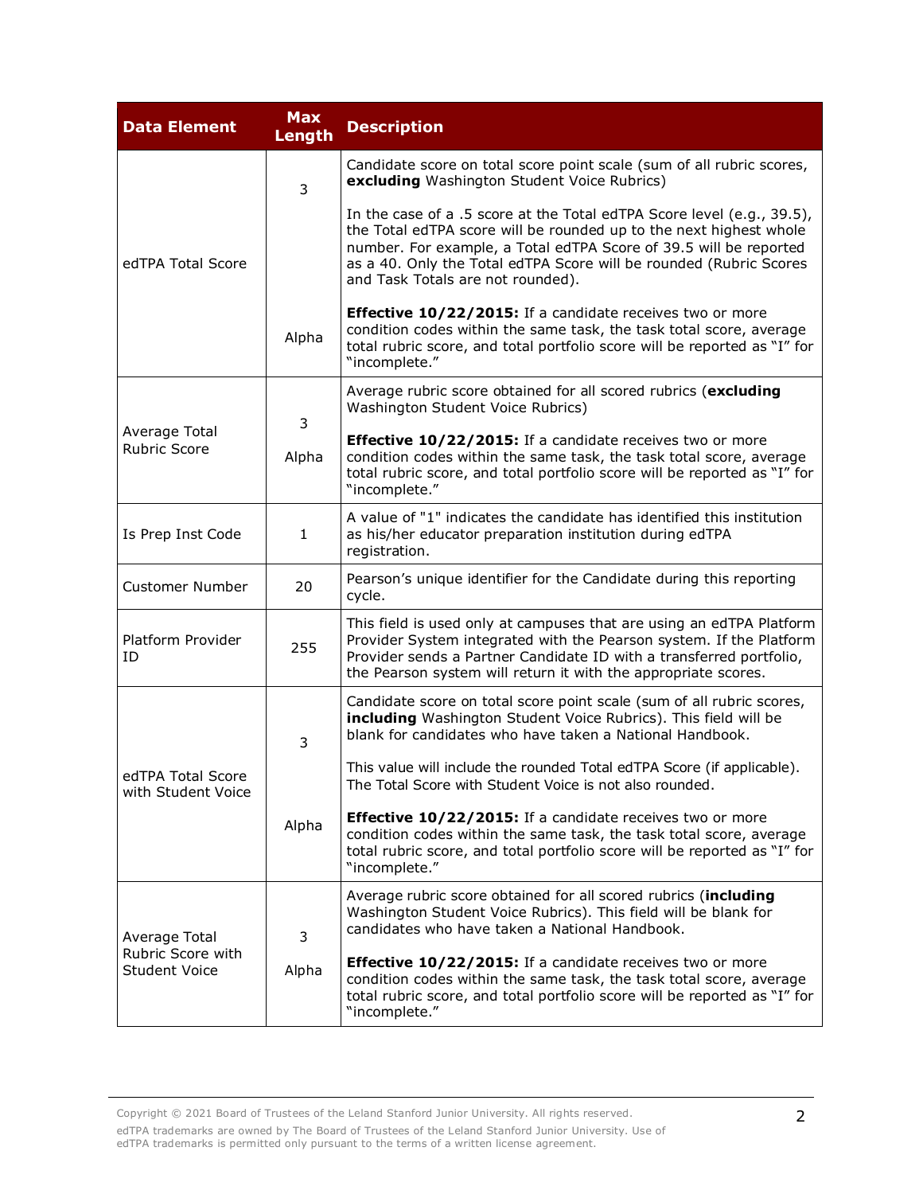| Data Element | Max Length | Description |
|---|---|---|
| edTPA Total Score | 3<br><br>Alpha | Candidate score on total score point scale (sum of all rubric scores, **excluding** Washington Student Voice Rubrics)<br><br>In the case of a .5 score at the Total edTPA Score level (e.g., 39.5), the Total edTPA score will be rounded up to the next highest whole number. For example, a Total edTPA Score of 39.5 will be reported as a 40. Only the Total edTPA Score will be rounded (Rubric Scores and Task Totals are not rounded).<br><br>**Effective 10/22/2015:** If a candidate receives two or more condition codes within the same task, the task total score, average total rubric score, and total portfolio score will be reported as "I" for "incomplete." |
| Average Total Rubric Score | 3<br><br>Alpha | Average rubric score obtained for all scored rubrics (**excluding** Washington Student Voice Rubrics)<br><br>**Effective 10/22/2015:** If a candidate receives two or more condition codes within the same task, the task total score, average total rubric score, and total portfolio score will be reported as "I" for "incomplete." |
| Is Prep Inst Code | 1 | A value of "1" indicates the candidate has identified this institution as his/her educator preparation institution during edTPA registration. |
| Customer Number | 20 | Pearson's unique identifier for the Candidate during this reporting cycle. |
| Platform Provider ID | 255 | This field is used only at campuses that are using an edTPA Platform Provider System integrated with the Pearson system. If the Platform Provider sends a Partner Candidate ID with a transferred portfolio, the Pearson system will return it with the appropriate scores. |
| edTPA Total Score with Student Voice | 3<br><br>Alpha | Candidate score on total score point scale (sum of all rubric scores, **including** Washington Student Voice Rubrics). This field will be blank for candidates who have taken a National Handbook.<br><br>This value will include the rounded Total edTPA Score (if applicable). The Total Score with Student Voice is not also rounded.<br><br>**Effective 10/22/2015:** If a candidate receives two or more condition codes within the same task, the task total score, average total rubric score, and total portfolio score will be reported as "I" for "incomplete." |
| Average Total Rubric Score with Student Voice | 3<br><br>Alpha | Average rubric score obtained for all scored rubrics (**including** Washington Student Voice Rubrics). This field will be blank for candidates who have taken a National Handbook.<br><br>**Effective 10/22/2015:** If a candidate receives two or more condition codes within the same task, the task total score, average total rubric score, and total portfolio score will be reported as "I" for "incomplete." |

Copyright © 2021 Board of Trustees of the Leland Stanford Junior University. All rights reserved.

edTPA trademarks are owned by The Board of Trustees of the Leland Stanford Junior University. Use of edTPA trademarks is permitted only pursuant to the terms of a written license agreement.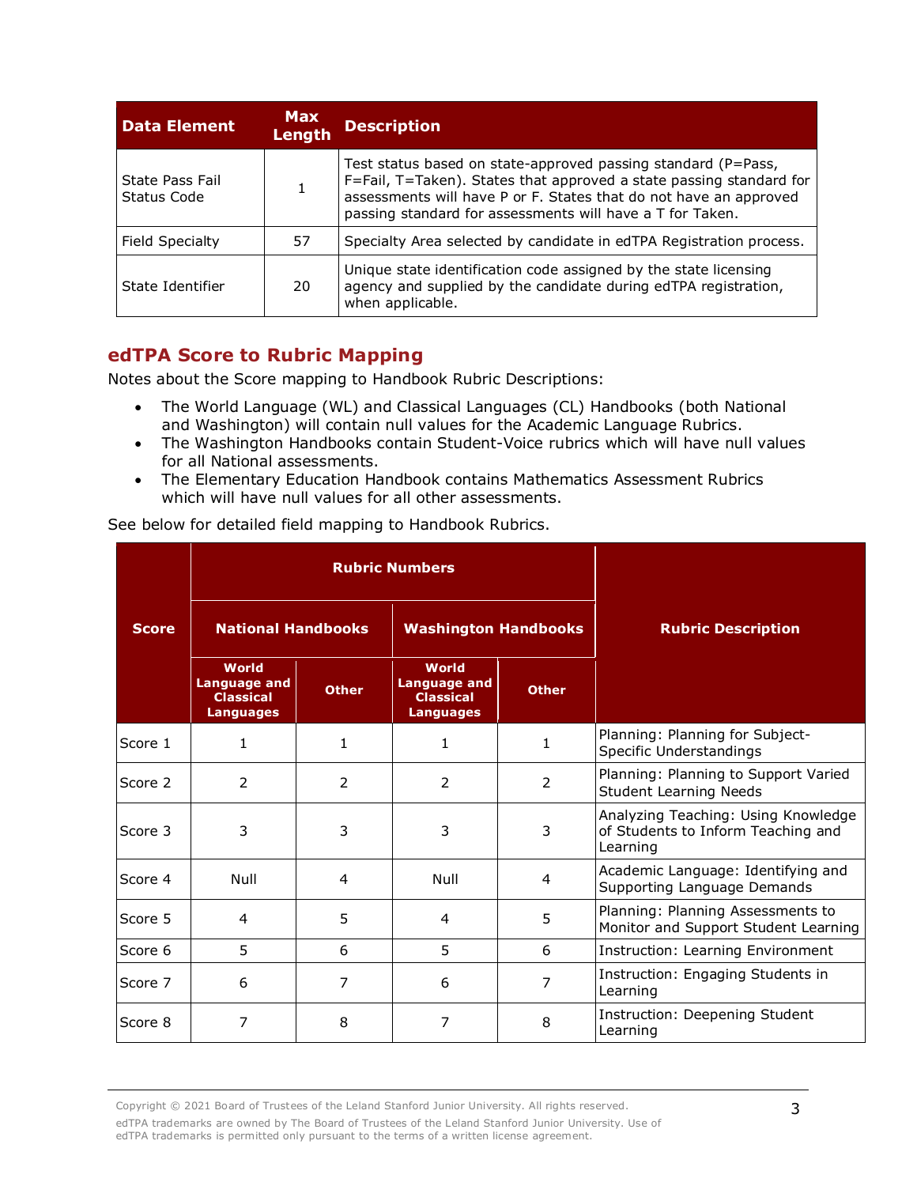| Data Element | Max Length | Description |
|---|---|---|
| State Pass Fail Status Code | 1 | Test status based on state-approved passing standard (P=Pass, F=Fail, T=Taken). States that approved a state passing standard for assessments will have P or F. States that do not have an approved passing standard for assessments will have a T for Taken. |
| Field Specialty | 57 | Specialty Area selected by candidate in edTPA Registration process. |
| State Identifier | 20 | Unique state identification code assigned by the state licensing agency and supplied by the candidate during edTPA registration, when applicable. |

## edTPA Score to Rubric Mapping

Notes about the Score mapping to Handbook Rubric Descriptions:

- The World Language (WL) and Classical Languages (CL) Handbooks (both National and Washington) will contain null values for the Academic Language Rubrics.
- The Washington Handbooks contain Student-Voice rubrics which will have null values for all National assessments.
- The Elementary Education Handbook contains Mathematics Assessment Rubrics which will have null values for all other assessments.

See below for detailed field mapping to Handbook Rubrics.

| Score | Rubric Numbers | | | | Rubric Description |
|---|---|---|---|---|---|
| | National Handbooks | | Washington Handbooks | | |
| | World Language and Classical Languages | Other | World Language and Classical Languages | Other | |
| Score 1 | 1 | 1 | 1 | 1 | Planning: Planning for Subject-Specific Understandings |
| Score 2 | 2 | 2 | 2 | 2 | Planning: Planning to Support Varied Student Learning Needs |
| Score 3 | 3 | 3 | 3 | 3 | Analyzing Teaching: Using Knowledge of Students to Inform Teaching and Learning |
| Score 4 | Null | 4 | Null | 4 | Academic Language: Identifying and Supporting Language Demands |
| Score 5 | 4 | 5 | 4 | 5 | Planning: Planning Assessments to Monitor and Support Student Learning |
| Score 6 | 5 | 6 | 5 | 6 | Instruction: Learning Environment |
| Score 7 | 6 | 7 | 6 | 7 | Instruction: Engaging Students in Learning |
| Score 8 | 7 | 8 | 7 | 8 | Instruction: Deepening Student Learning |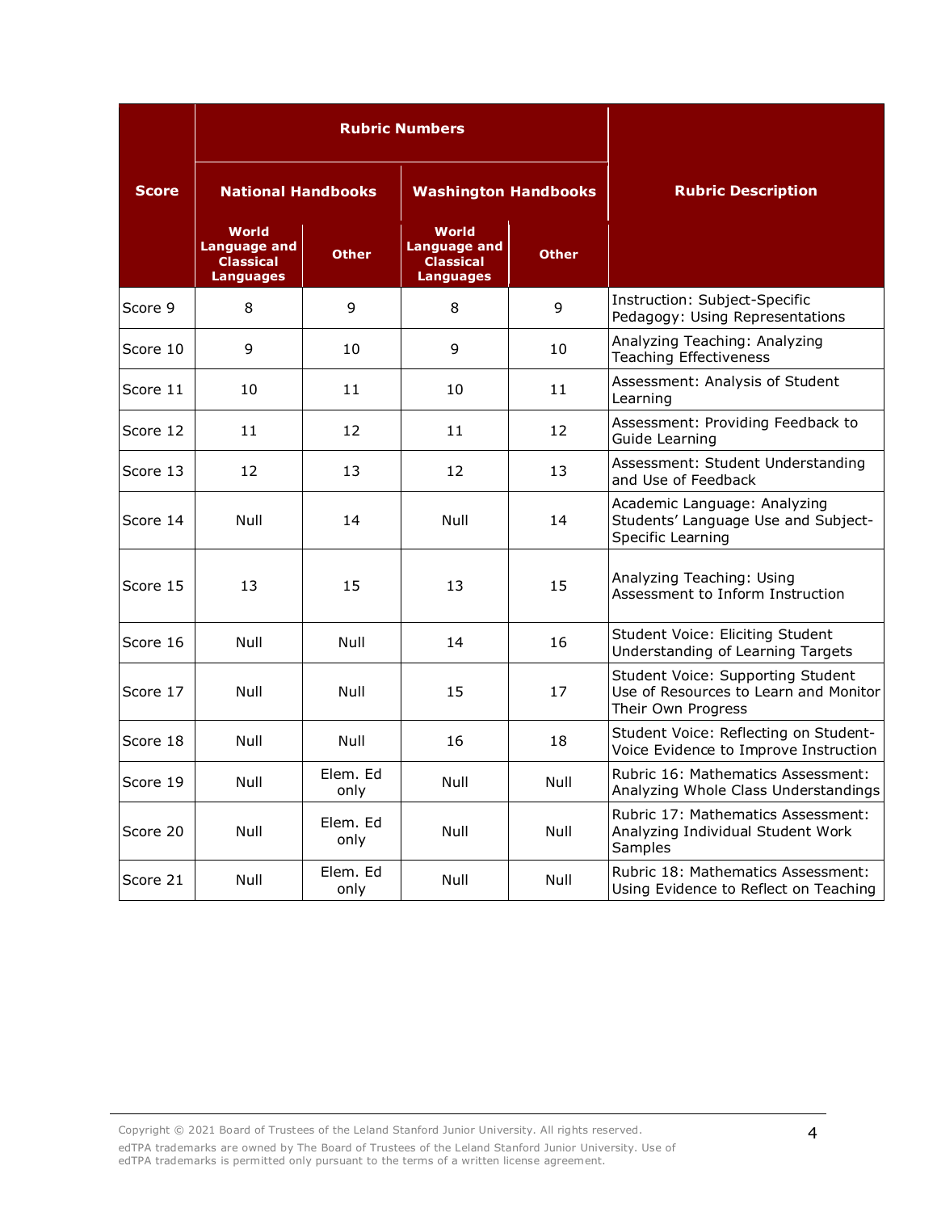| Score | Rubric Numbers | | | | Rubric Description |
|---|---|---|---|---|---|
| | National Handbooks | | Washington Handbooks | | |
| | World Language and Classical Languages | Other | World Language and Classical Languages | Other | |
| Score 9 | 8 | 9 | 8 | 9 | Instruction: Subject-Specific Pedagogy: Using Representations |
| Score 10 | 9 | 10 | 9 | 10 | Analyzing Teaching: Analyzing Teaching Effectiveness |
| Score 11 | 10 | 11 | 10 | 11 | Assessment: Analysis of Student Learning |
| Score 12 | 11 | 12 | 11 | 12 | Assessment: Providing Feedback to Guide Learning |
| Score 13 | 12 | 13 | 12 | 13 | Assessment: Student Understanding and Use of Feedback |
| Score 14 | Null | 14 | Null | 14 | Academic Language: Analyzing Students' Language Use and Subject-Specific Learning |
| Score 15 | 13 | 15 | 13 | 15 | Analyzing Teaching: Using Assessment to Inform Instruction |
| Score 16 | Null | Null | 14 | 16 | Student Voice: Eliciting Student Understanding of Learning Targets |
| Score 17 | Null | Null | 15 | 17 | Student Voice: Supporting Student Use of Resources to Learn and Monitor Their Own Progress |
| Score 18 | Null | Null | 16 | 18 | Student Voice: Reflecting on Student-Voice Evidence to Improve Instruction |
| Score 19 | Null | Elem. Ed only | Null | Null | Rubric 16: Mathematics Assessment: Analyzing Whole Class Understandings |
| Score 20 | Null | Elem. Ed only | Null | Null | Rubric 17: Mathematics Assessment: Analyzing Individual Student Work Samples |
| Score 21 | Null | Elem. Ed only | Null | Null | Rubric 18: Mathematics Assessment: Using Evidence to Reflect on Teaching |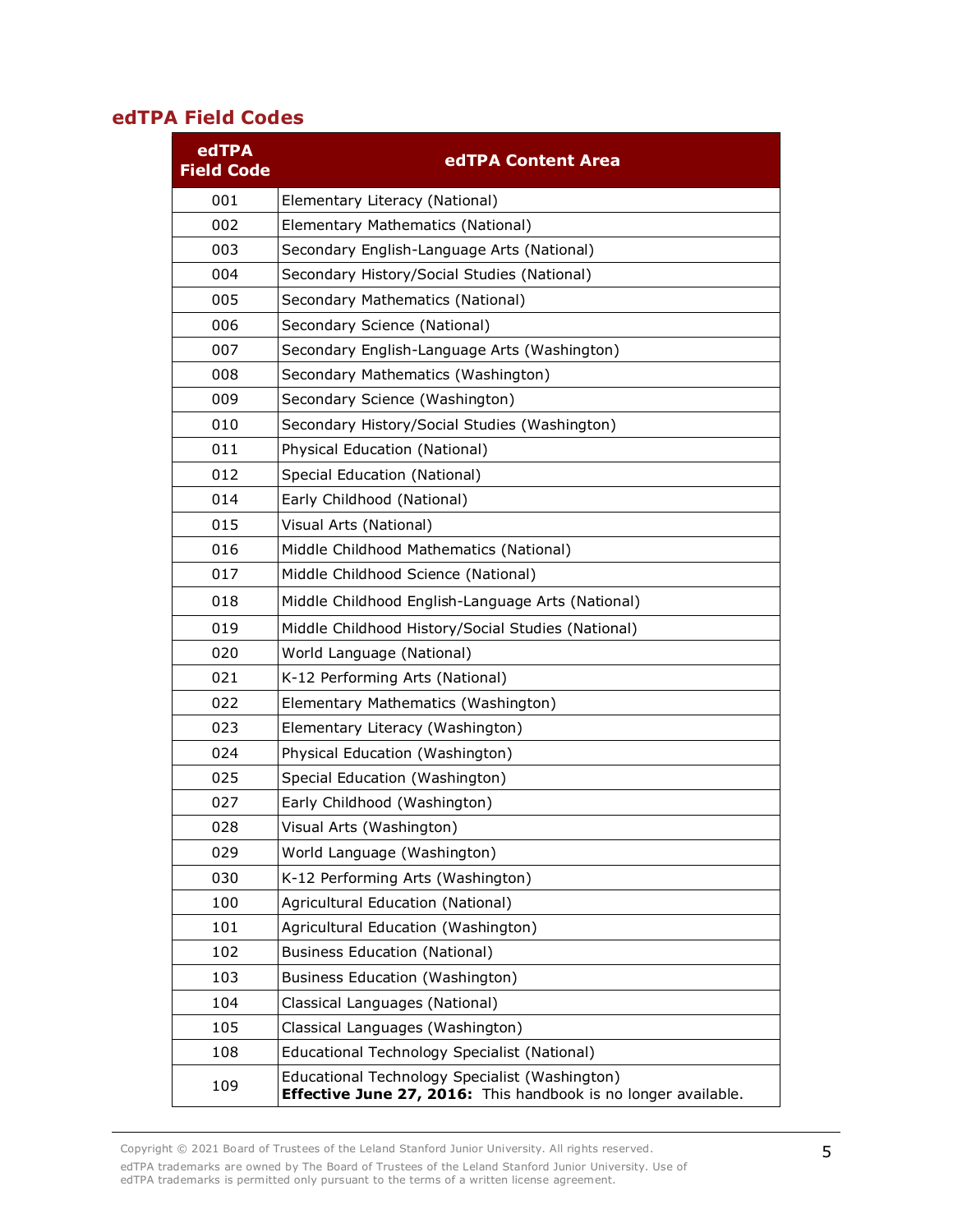## edTPA Field Codes

| edTPA Field Code | edTPA Content Area |
|---|---|
| 001 | Elementary Literacy (National) |
| 002 | Elementary Mathematics (National) |
| 003 | Secondary English-Language Arts (National) |
| 004 | Secondary History/Social Studies (National) |
| 005 | Secondary Mathematics (National) |
| 006 | Secondary Science (National) |
| 007 | Secondary English-Language Arts (Washington) |
| 008 | Secondary Mathematics (Washington) |
| 009 | Secondary Science (Washington) |
| 010 | Secondary History/Social Studies (Washington) |
| 011 | Physical Education (National) |
| 012 | Special Education (National) |
| 014 | Early Childhood (National) |
| 015 | Visual Arts (National) |
| 016 | Middle Childhood Mathematics (National) |
| 017 | Middle Childhood Science (National) |
| 018 | Middle Childhood English-Language Arts (National) |
| 019 | Middle Childhood History/Social Studies (National) |
| 020 | World Language (National) |
| 021 | K-12 Performing Arts (National) |
| 022 | Elementary Mathematics (Washington) |
| 023 | Elementary Literacy (Washington) |
| 024 | Physical Education (Washington) |
| 025 | Special Education (Washington) |
| 027 | Early Childhood (Washington) |
| 028 | Visual Arts (Washington) |
| 029 | World Language (Washington) |
| 030 | K-12 Performing Arts (Washington) |
| 100 | Agricultural Education (National) |
| 101 | Agricultural Education (Washington) |
| 102 | Business Education (National) |
| 103 | Business Education (Washington) |
| 104 | Classical Languages (National) |
| 105 | Classical Languages (Washington) |
| 108 | Educational Technology Specialist (National) |
| 109 | Educational Technology Specialist (Washington) **Effective June 27, 2016:** This handbook is no longer available. |

Copyright © 2021 Board of Trustees of the Leland Stanford Junior University. All rights reserved.
edTPA trademarks are owned by The Board of Trustees of the Leland Stanford Junior University. Use of edTPA trademarks is permitted only pursuant to the terms of a written license agreement.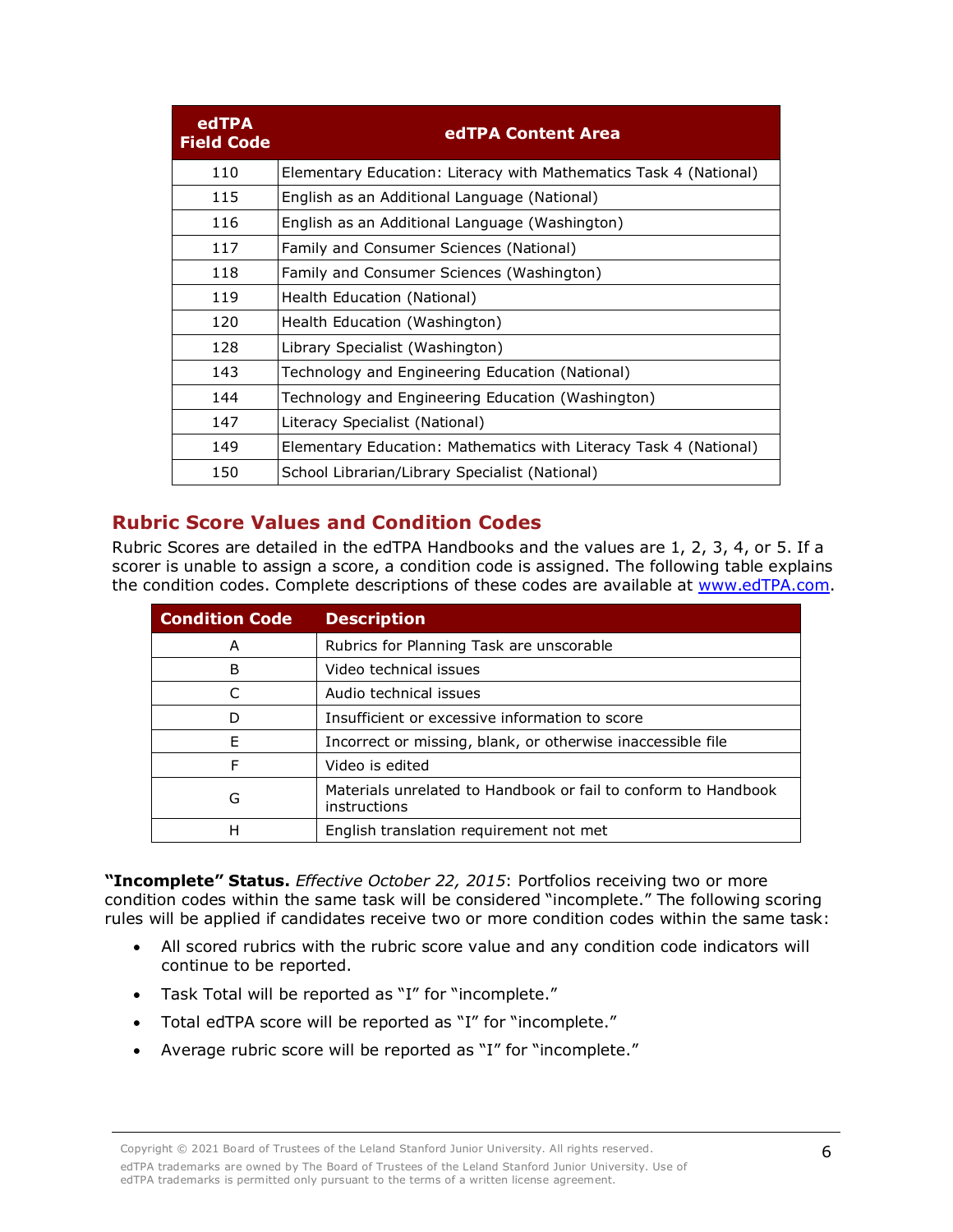| edTPA Field Code | edTPA Content Area |
|---|---|
| 110 | Elementary Education: Literacy with Mathematics Task 4 (National) |
| 115 | English as an Additional Language (National) |
| 116 | English as an Additional Language (Washington) |
| 117 | Family and Consumer Sciences (National) |
| 118 | Family and Consumer Sciences (Washington) |
| 119 | Health Education (National) |
| 120 | Health Education (Washington) |
| 128 | Library Specialist (Washington) |
| 143 | Technology and Engineering Education (National) |
| 144 | Technology and Engineering Education (Washington) |
| 147 | Literacy Specialist (National) |
| 149 | Elementary Education: Mathematics with Literacy Task 4 (National) |
| 150 | School Librarian/Library Specialist (National) |

## Rubric Score Values and Condition Codes

Rubric Scores are detailed in the edTPA Handbooks and the values are 1, 2, 3, 4, or 5. If a scorer is unable to assign a score, a condition code is assigned. The following table explains the condition codes. Complete descriptions of these codes are available at www.edTPA.com.

| Condition Code | Description |
|---|---|
| A | Rubrics for Planning Task are unscorable |
| B | Video technical issues |
| C | Audio technical issues |
| D | Insufficient or excessive information to score |
| E | Incorrect or missing, blank, or otherwise inaccessible file |
| F | Video is edited |
| G | Materials unrelated to Handbook or fail to conform to Handbook instructions |
| H | English translation requirement not met |

**"Incomplete" Status.** *Effective October 22, 2015*: Portfolios receiving two or more condition codes within the same task will be considered "incomplete." The following scoring rules will be applied if candidates receive two or more condition codes within the same task:

- All scored rubrics with the rubric score value and any condition code indicators will continue to be reported.
- Task Total will be reported as "I" for "incomplete."
- Total edTPA score will be reported as "I" for "incomplete."
- Average rubric score will be reported as "I" for "incomplete."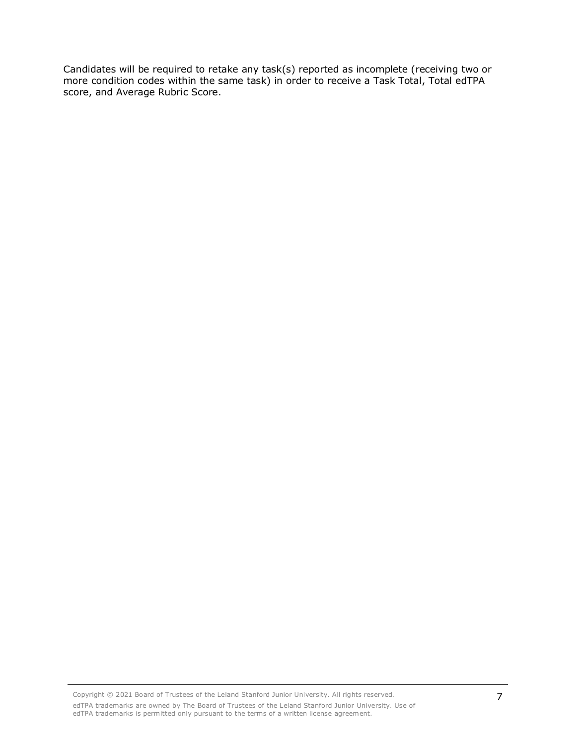Candidates will be required to retake any task(s) reported as incomplete (receiving two or more condition codes within the same task) in order to receive a Task Total, Total edTPA score, and Average Rubric Score.